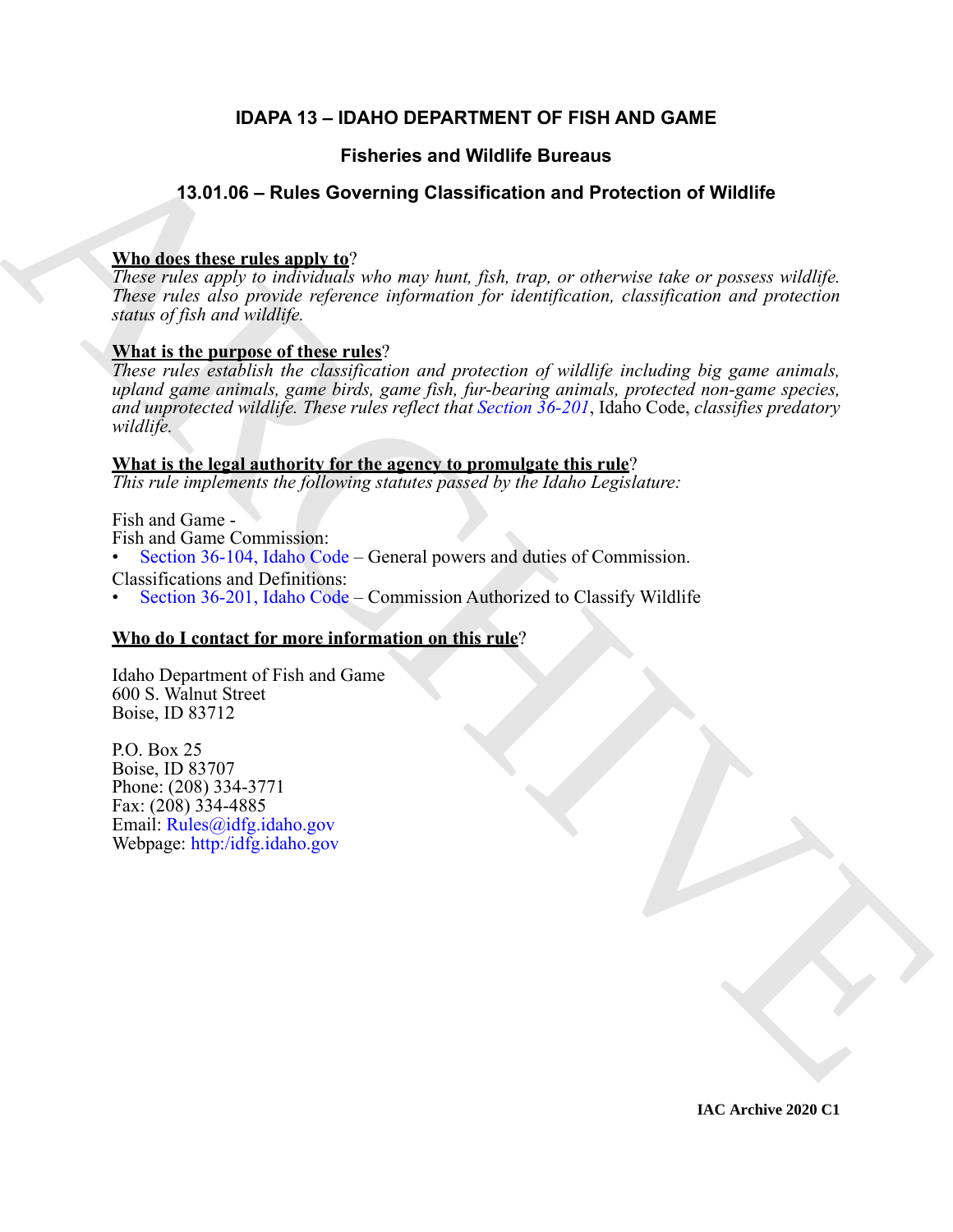# IDAPA 13 – IDAHO DEPARTMENT OF FISH AND GAME

## Fisheries and Wildlife Bureaus

## 13.01.06 – Rules Governing Classification and Protection of Wildlife

**Who does these rules apply to?**
*These rules apply to individuals who may hunt, fish, trap, or otherwise take or possess wildlife. These rules also provide reference information for identification, classification and protection status of fish and wildlife.*

**What is the purpose of these rules?**
*These rules establish the classification and protection of wildlife including big game animals, upland game animals, game birds, game fish, fur-bearing animals, protected non-game species, and unprotected wildlife. These rules reflect that Section 36-201*, Idaho Code, *classifies predatory wildlife.*

**What is the legal authority for the agency to promulgate this rule?**
*This rule implements the following statutes passed by the Idaho Legislature:*

Fish and Game -
Fish and Game Commission:
- Section 36-104, Idaho Code – General powers and duties of Commission.

Classifications and Definitions:
- Section 36-201, Idaho Code – Commission Authorized to Classify Wildlife

**Who do I contact for more information on this rule?**

Idaho Department of Fish and Game
600 S. Walnut Street
Boise, ID 83712

P.O. Box 25
Boise, ID 83707
Phone: (208) 334-3771
Fax: (208) 334-4885
Email: Rules@idfg.idaho.gov
Webpage: http:/idfg.idaho.gov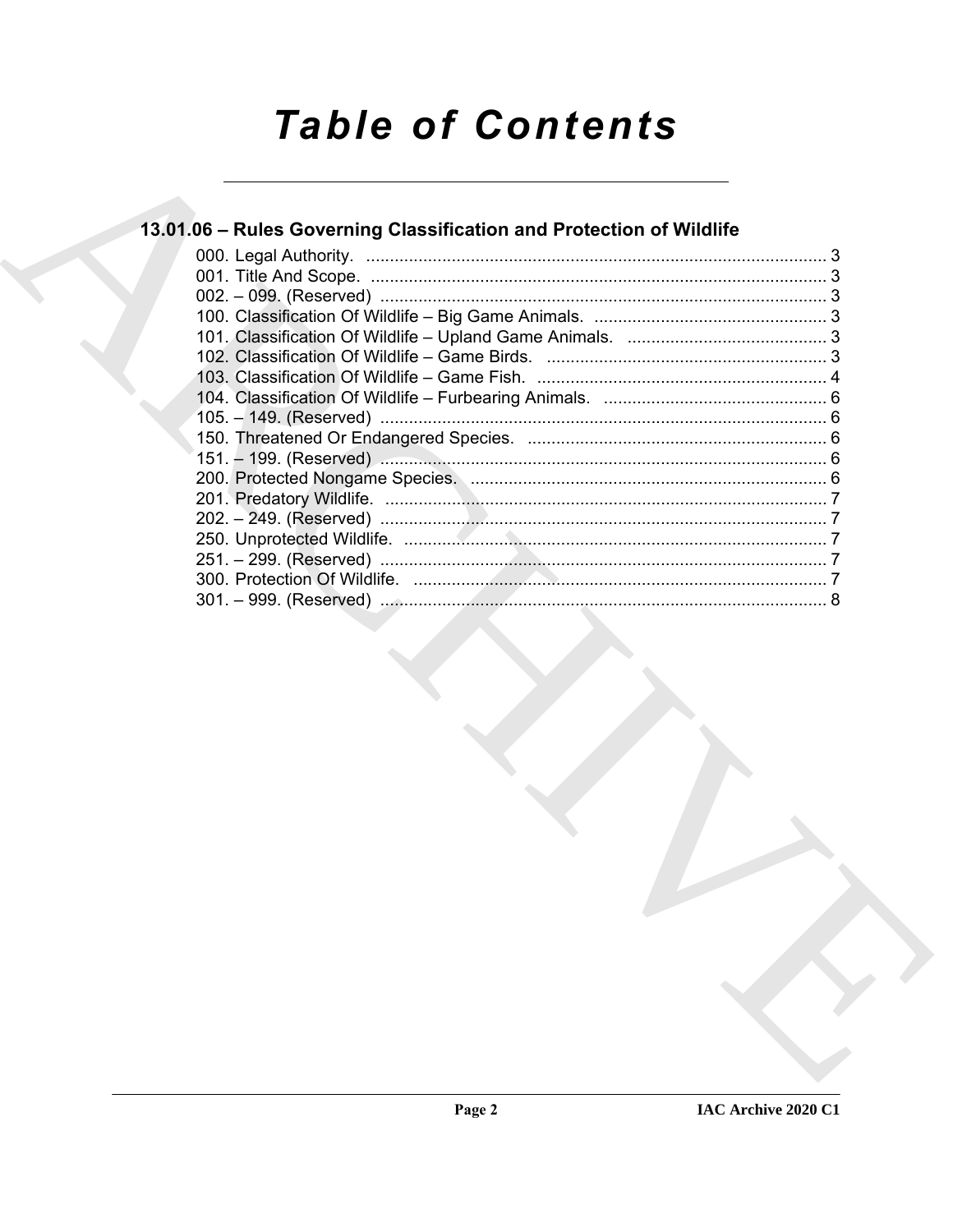# Table of Contents

## 13.01.06 – Rules Governing Classification and Protection of Wildlife

000. Legal Authority. ................................................................................................ 3
001. Title And Scope. ................................................................................................ 3
002. – 099. (Reserved) .............................................................................................. 3
100. Classification Of Wildlife – Big Game Animals. ................................................. 3
101. Classification Of Wildlife – Upland Game Animals. .......................................... 3
102. Classification Of Wildlife – Game Birds. ........................................................... 3
103. Classification Of Wildlife – Game Fish. ............................................................ 4
104. Classification Of Wildlife – Furbearing Animals. ............................................... 6
105. – 149. (Reserved) .............................................................................................. 6
150. Threatened Or Endangered Species. ............................................................... 6
151. – 199. (Reserved) .............................................................................................. 6
200. Protected Nongame Species. ........................................................................... 6
201. Predatory Wildlife. ............................................................................................. 7
202. – 249. (Reserved) .............................................................................................. 7
250. Unprotected Wildlife. ......................................................................................... 7
251. – 299. (Reserved) .............................................................................................. 7
300. Protection Of Wildlife. ....................................................................................... 7
301. – 999. (Reserved) .............................................................................................. 8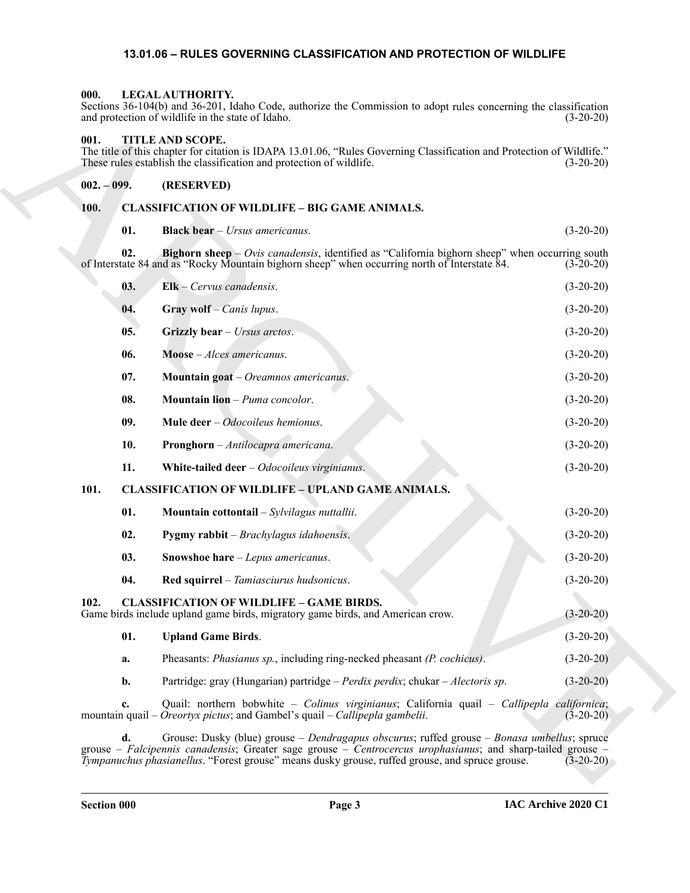# 13.01.06 – RULES GOVERNING CLASSIFICATION AND PROTECTION OF WILDLIFE

## 000. LEGAL AUTHORITY.

Sections 36-104(b) and 36-201, Idaho Code, authorize the Commission to adopt rules concerning the classification and protection of wildlife in the state of Idaho. (3-20-20)

## 001. TITLE AND SCOPE.

The title of this chapter for citation is IDAPA 13.01.06, "Rules Governing Classification and Protection of Wildlife." These rules establish the classification and protection of wildlife. (3-20-20)

## 002. – 099. (RESERVED)

## 100. CLASSIFICATION OF WILDLIFE – BIG GAME ANIMALS.

**01. Black bear** – *Ursus americanus*. (3-20-20)

**02. Bighorn sheep** – *Ovis canadensis*, identified as "California bighorn sheep" when occurring south of Interstate 84 and as "Rocky Mountain bighorn sheep" when occurring north of Interstate 84. (3-20-20)

**03. Elk** – *Cervus canadensis*. (3-20-20)

**04. Gray wolf** – *Canis lupus*. (3-20-20)

**05. Grizzly bear** – *Ursus arctos*. (3-20-20)

**06. Moose** – *Alces americanus*. (3-20-20)

**07. Mountain goat** – *Oreamnos americanus*. (3-20-20)

**08. Mountain lion** – *Puma concolor*. (3-20-20)

**09. Mule deer** – *Odocoileus hemionus*. (3-20-20)

**10. Pronghorn** – *Antilocapra americana*. (3-20-20)

**11. White-tailed deer** – *Odocoileus virginianus*. (3-20-20)

## 101. CLASSIFICATION OF WILDLIFE – UPLAND GAME ANIMALS.

**01. Mountain cottontail** – *Sylvilagus nuttallii*. (3-20-20)

**02. Pygmy rabbit** – *Brachylagus idahoensis*. (3-20-20)

**03. Snowshoe hare** – *Lepus americanus*. (3-20-20)

**04. Red squirrel** – *Tamiasciurus hudsonicus*. (3-20-20)

## 102. CLASSIFICATION OF WILDLIFE – GAME BIRDS.

Game birds include upland game birds, migratory game birds, and American crow. (3-20-20)

**01. Upland Game Birds**. (3-20-20)

**a.** Pheasants: *Phasianus sp.*, including ring-necked pheasant *(P. cochicus)*. (3-20-20)

**b.** Partridge: gray (Hungarian) partridge – *Perdix perdix*; chukar – *Alectoris sp*. (3-20-20)

**c.** Quail: northern bobwhite – *Colinus virginianus*; California quail – *Callipepla californica*; mountain quail – *Oreortyx pictus*; and Gambel's quail – *Callipepla gambelii*. (3-20-20)

**d.** Grouse: Dusky (blue) grouse – *Dendragapus obscurus*; ruffed grouse – *Bonasa umbellus*; spruce grouse – *Falcipennis canadensis*; Greater sage grouse – *Centrocercus urophasianus*; and sharp-tailed grouse – *Tympanuchus phasianellus*. "Forest grouse" means dusky grouse, ruffed grouse, and spruce grouse. (3-20-20)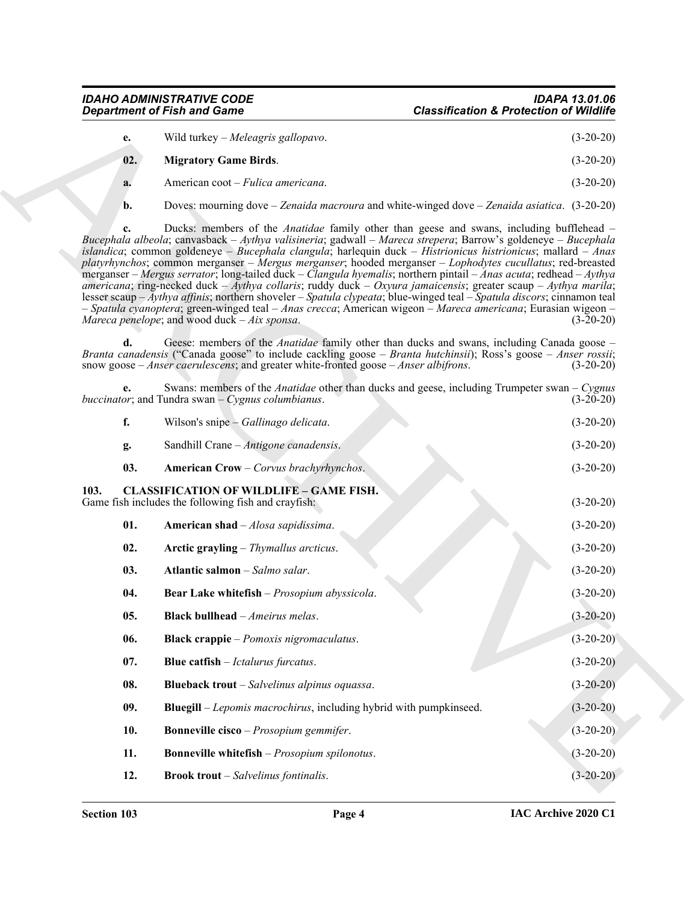**e.** Wild turkey – *Meleagris gallopavo*. (3-20-20)

**02. Migratory Game Birds**. (3-20-20)

**a.** American coot – *Fulica americana*. (3-20-20)

**b.** Doves: mourning dove – *Zenaida macroura* and white-winged dove – *Zenaida asiatica*. (3-20-20)

**c.** Ducks: members of the *Anatidae* family other than geese and swans, including bufflehead – *Bucephala albeola*; canvasback – *Aythya valisineria*; gadwall – *Mareca strepera*; Barrow's goldeneye – *Bucephala islandica*; common goldeneye – *Bucephala clangula*; harlequin duck – *Histrionicus histrionicus*; mallard – *Anas platyrhynchos*; common merganser – *Mergus merganser*; hooded merganser – *Lophodytes cucullatus*; red-breasted merganser – *Mergus serrator*; long-tailed duck – *Clangula hyemalis*; northern pintail – *Anas acuta*; redhead – *Aythya americana*; ring-necked duck – *Aythya collaris*; ruddy duck – *Oxyura jamaicensis*; greater scaup – *Aythya marila*; lesser scaup – *Aythya affinis*; northern shoveler – *Spatula clypeata*; blue-winged teal – *Spatula discors*; cinnamon teal – *Spatula cyanoptera*; green-winged teal – *Anas crecca*; American wigeon – *Mareca americana*; Eurasian wigeon – *Mareca penelope*; and wood duck – *Aix sponsa*. (3-20-20)

**d.** Geese: members of the *Anatidae* family other than ducks and swans, including Canada goose – *Branta canadensis* ("Canada goose" to include cackling goose – *Branta hutchinsii*); Ross's goose – *Anser rossii*; snow goose – *Anser caerulescens*; and greater white-fronted goose – *Anser albifrons*. (3-20-20)

**e.** Swans: members of the *Anatidae* other than ducks and geese, including Trumpeter swan – *Cygnus buccinator*; and Tundra swan – *Cygnus columbianus*. (3-20-20)

**f.** Wilson's snipe – *Gallinago delicata*. (3-20-20)

**g.** Sandhill Crane – *Antigone canadensis*. (3-20-20)

**03. American Crow** – *Corvus brachyrhynchos*. (3-20-20)

## 103. CLASSIFICATION OF WILDLIFE – GAME FISH.

Game fish includes the following fish and crayfish: (3-20-20)

**01. American shad** – *Alosa sapidissima*. (3-20-20)

**02. Arctic grayling** – *Thymallus arcticus*. (3-20-20)

**03. Atlantic salmon** – *Salmo salar*. (3-20-20)

**04. Bear Lake whitefish** – *Prosopium abyssicola*. (3-20-20)

**05. Black bullhead** – *Ameirus melas*. (3-20-20)

**06. Black crappie** – *Pomoxis nigromaculatus*. (3-20-20)

**07. Blue catfish** – *Ictalurus furcatus*. (3-20-20)

**08. Blueback trout** – *Salvelinus alpinus oquassa*. (3-20-20)

**09. Bluegill** – *Lepomis macrochirus*, including hybrid with pumpkinseed. (3-20-20)

**10. Bonneville cisco** – *Prosopium gemmifer*. (3-20-20)

**11. Bonneville whitefish** – *Prosopium spilonotus*. (3-20-20)

**12. Brook trout** – *Salvelinus fontinalis*. (3-20-20)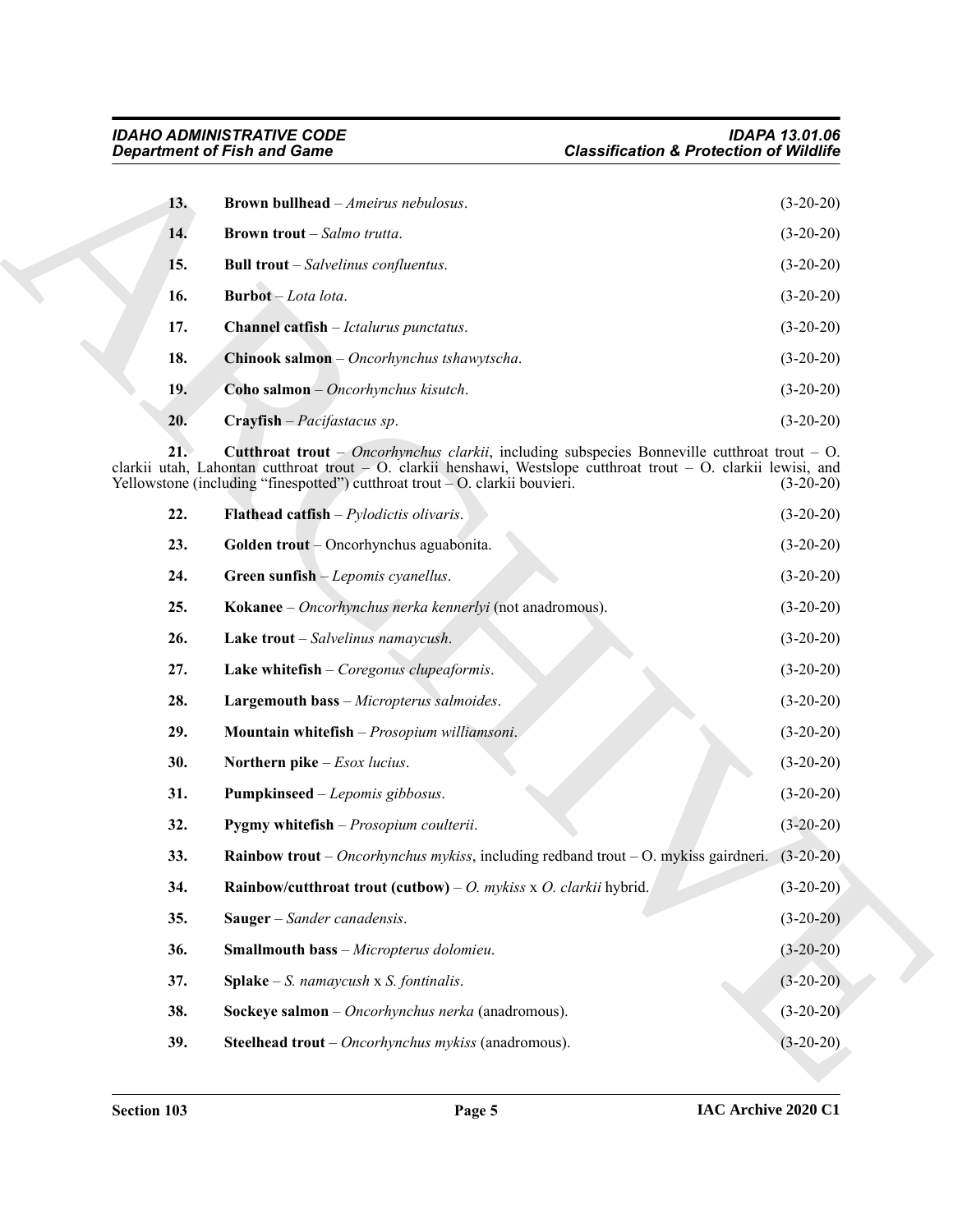**13. Brown bullhead** – *Ameirus nebulosus*. (3-20-20)

**14. Brown trout** – *Salmo trutta*. (3-20-20)

**15. Bull trout** – *Salvelinus confluentus*. (3-20-20)

**16. Burbot** – *Lota lota*. (3-20-20)

**17. Channel catfish** – *Ictalurus punctatus*. (3-20-20)

**18. Chinook salmon** – *Oncorhynchus tshawytscha*. (3-20-20)

**19. Coho salmon** – *Oncorhynchus kisutch*. (3-20-20)

**20. Crayfish** – *Pacifastacus sp*. (3-20-20)

**21. Cutthroat trout** – *Oncorhynchus clarkii*, including subspecies Bonneville cutthroat trout – O. clarkii utah, Lahontan cutthroat trout – O. clarkii henshawi, Westslope cutthroat trout – O. clarkii lewisi, and Yellowstone (including "finespotted") cutthroat trout – O. clarkii bouvieri. (3-20-20)

**22. Flathead catfish** – *Pylodictis olivaris*. (3-20-20)

**23. Golden trout** – Oncorhynchus aguabonita. (3-20-20)

**24. Green sunfish** – *Lepomis cyanellus*. (3-20-20)

**25. Kokanee** – *Oncorhynchus nerka kennerlyi* (not anadromous). (3-20-20)

**26. Lake trout** – *Salvelinus namaycush*. (3-20-20)

**27. Lake whitefish** – *Coregonus clupeaformis*. (3-20-20)

**28. Largemouth bass** – *Micropterus salmoides*. (3-20-20)

**29. Mountain whitefish** – *Prosopium williamsoni*. (3-20-20)

**30. Northern pike** – *Esox lucius*. (3-20-20)

**31. Pumpkinseed** – *Lepomis gibbosus*. (3-20-20)

**32. Pygmy whitefish** – *Prosopium coulterii*. (3-20-20)

**33. Rainbow trout** – *Oncorhynchus mykiss*, including redband trout – O. mykiss gairdneri. (3-20-20)

**34. Rainbow/cutthroat trout (cutbow)** – *O. mykiss* x *O. clarkii* hybrid. (3-20-20)

**35. Sauger** – *Sander canadensis*. (3-20-20)

**36. Smallmouth bass** – *Micropterus dolomieu*. (3-20-20)

**37. Splake** – *S. namaycush* x *S. fontinalis*. (3-20-20)

**38. Sockeye salmon** – *Oncorhynchus nerka* (anadromous). (3-20-20)

**39. Steelhead trout** – *Oncorhynchus mykiss* (anadromous). (3-20-20)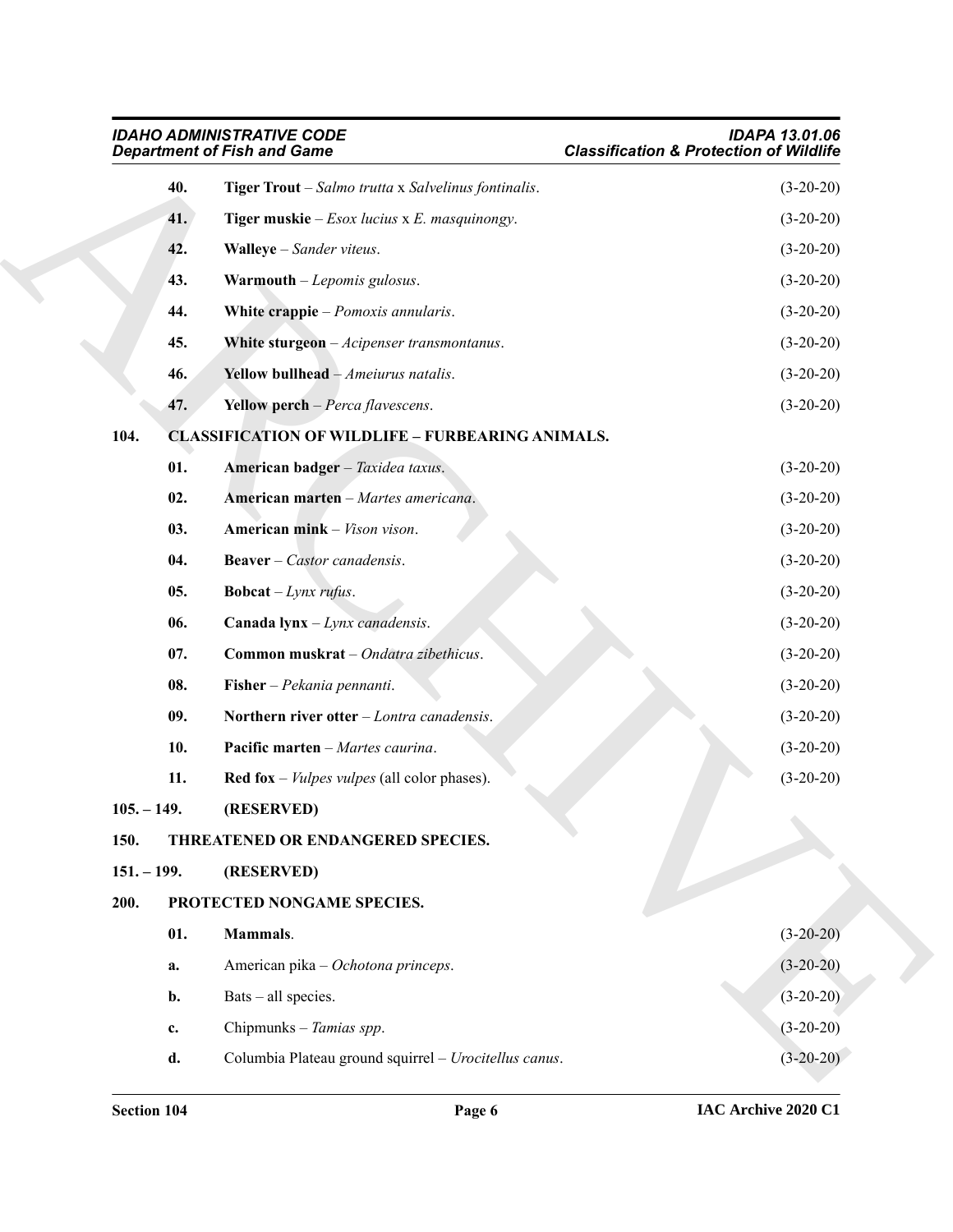**40.** **Tiger Trout** – *Salmo trutta* x *Salvelinus fontinalis*. (3-20-20)

**41.** **Tiger muskie** – *Esox lucius* x *E. masquinongy*. (3-20-20)

**42.** **Walleye** – *Sander viteus*. (3-20-20)

**43.** **Warmouth** – *Lepomis gulosus*. (3-20-20)

**44.** **White crappie** – *Pomoxis annularis*. (3-20-20)

**45.** **White sturgeon** – *Acipenser transmontanus*. (3-20-20)

**46.** **Yellow bullhead** – *Ameiurus natalis*. (3-20-20)

**47.** **Yellow perch** – *Perca flavescens*. (3-20-20)

## 104. CLASSIFICATION OF WILDLIFE – FURBEARING ANIMALS.

**01.** **American badger** – *Taxidea taxus*. (3-20-20)

**02.** **American marten** – *Martes americana*. (3-20-20)

**03.** **American mink** – *Vison vison*. (3-20-20)

**04.** **Beaver** – *Castor canadensis*. (3-20-20)

**05.** **Bobcat** – *Lynx rufus*. (3-20-20)

**06.** **Canada lynx** – *Lynx canadensis*. (3-20-20)

**07.** **Common muskrat** – *Ondatra zibethicus*. (3-20-20)

**08.** **Fisher** – *Pekania pennanti*. (3-20-20)

**09.** **Northern river otter** – *Lontra canadensis*. (3-20-20)

**10.** **Pacific marten** – *Martes caurina*. (3-20-20)

**11.** **Red fox** – *Vulpes vulpes* (all color phases). (3-20-20)

## 105. – 149. (RESERVED)

## 150. THREATENED OR ENDANGERED SPECIES.

## 151. – 199. (RESERVED)

## 200. PROTECTED NONGAME SPECIES.

**01.** **Mammals**. (3-20-20)

**a.** American pika – *Ochotona princeps*. (3-20-20)

**b.** Bats – all species. (3-20-20)

**c.** Chipmunks – *Tamias spp*. (3-20-20)

**d.** Columbia Plateau ground squirrel – *Urocitellus canus*. (3-20-20)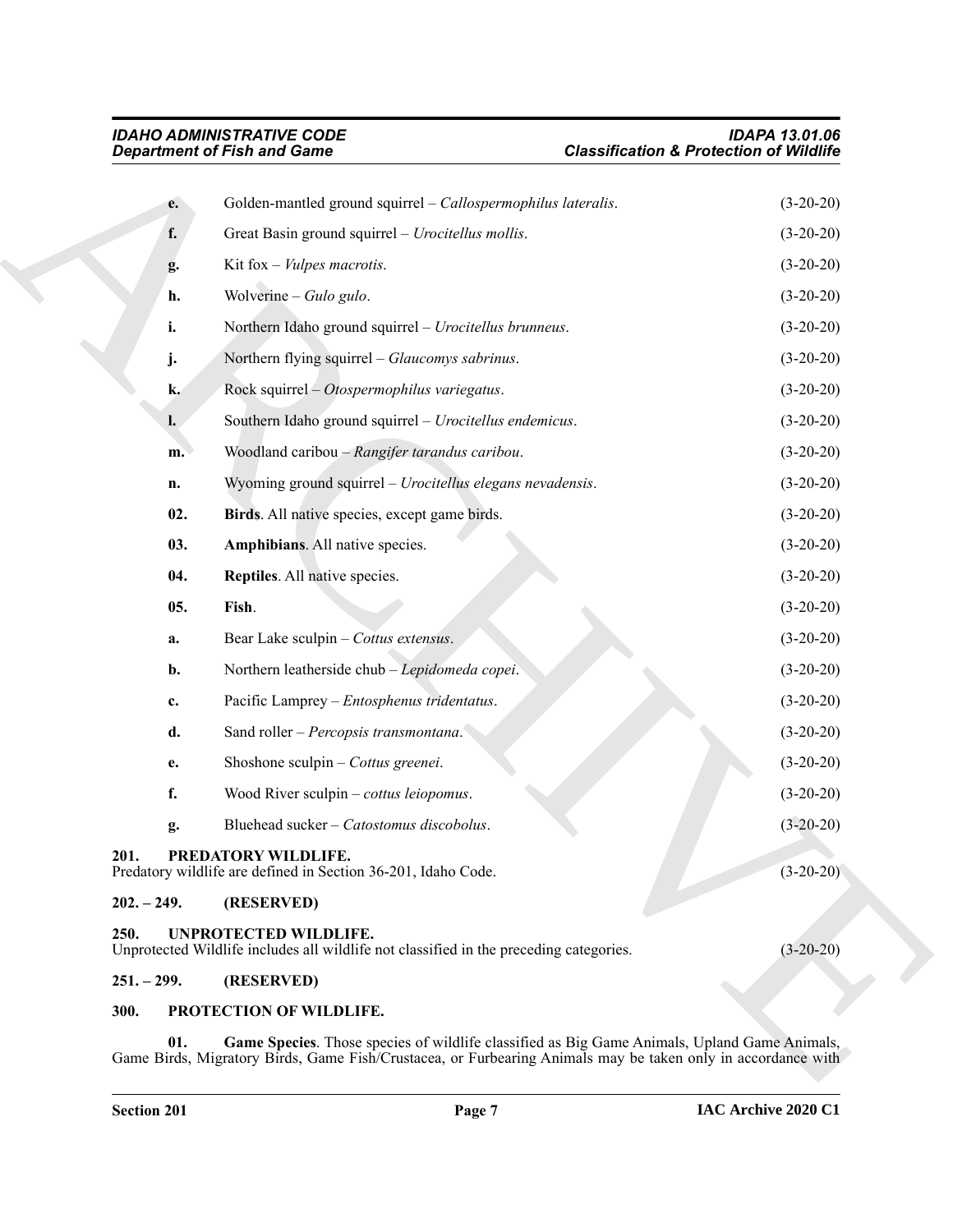e. Golden-mantled ground squirrel – *Callospermophilus lateralis*. (3-20-20)

f. Great Basin ground squirrel – *Urocitellus mollis*. (3-20-20)

g. Kit fox – *Vulpes macrotis*. (3-20-20)

h. Wolverine – *Gulo gulo*. (3-20-20)

i. Northern Idaho ground squirrel – *Urocitellus brunneus*. (3-20-20)

j. Northern flying squirrel – *Glaucomys sabrinus*. (3-20-20)

k. Rock squirrel – *Otospermophilus variegatus*. (3-20-20)

l. Southern Idaho ground squirrel – *Urocitellus endemicus*. (3-20-20)

m. Woodland caribou – *Rangifer tarandus caribou*. (3-20-20)

n. Wyoming ground squirrel – *Urocitellus elegans nevadensis*. (3-20-20)

**02. Birds**. All native species, except game birds. (3-20-20)

**03. Amphibians**. All native species. (3-20-20)

**04. Reptiles**. All native species. (3-20-20)

**05. Fish**. (3-20-20)

a. Bear Lake sculpin – *Cottus extensus*. (3-20-20)

b. Northern leatherside chub – *Lepidomeda copei*. (3-20-20)

c. Pacific Lamprey – *Entosphenus tridentatus*. (3-20-20)

d. Sand roller – *Percopsis transmontana*. (3-20-20)

e. Shoshone sculpin – *Cottus greenei*. (3-20-20)

f. Wood River sculpin – *cottus leiopomus*. (3-20-20)

g. Bluehead sucker – *Catostomus discobolus*. (3-20-20)

## 201. PREDATORY WILDLIFE.

Predatory wildlife are defined in Section 36-201, Idaho Code. (3-20-20)

## 202. – 249. (RESERVED)

## 250. UNPROTECTED WILDLIFE.

Unprotected Wildlife includes all wildlife not classified in the preceding categories. (3-20-20)

## 251. – 299. (RESERVED)

## 300. PROTECTION OF WILDLIFE.

**01. Game Species**. Those species of wildlife classified as Big Game Animals, Upland Game Animals, Game Birds, Migratory Birds, Game Fish/Crustacea, or Furbearing Animals may be taken only in accordance with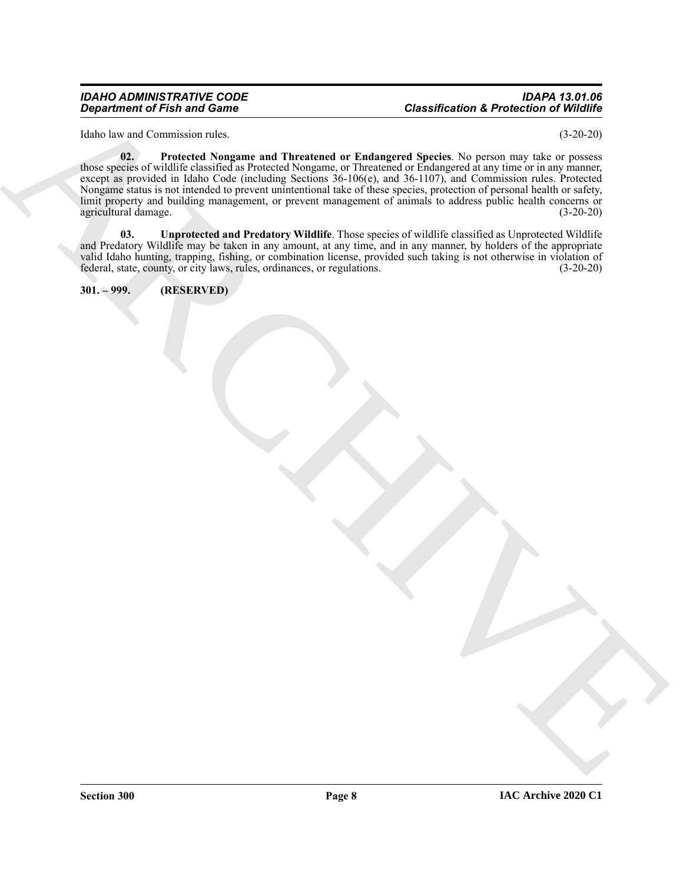Idaho law and Commission rules. (3-20-20)

**02. Protected Nongame and Threatened or Endangered Species**. No person may take or possess those species of wildlife classified as Protected Nongame, or Threatened or Endangered at any time or in any manner, except as provided in Idaho Code (including Sections 36-106(e), and 36-1107), and Commission rules. Protected Nongame status is not intended to prevent unintentional take of these species, protection of personal health or safety, limit property and building management, or prevent management of animals to address public health concerns or agricultural damage. (3-20-20)

**03. Unprotected and Predatory Wildlife**. Those species of wildlife classified as Unprotected Wildlife and Predatory Wildlife may be taken in any amount, at any time, and in any manner, by holders of the appropriate valid Idaho hunting, trapping, fishing, or combination license, provided such taking is not otherwise in violation of federal, state, county, or city laws, rules, ordinances, or regulations. (3-20-20)

**301. – 999. (RESERVED)**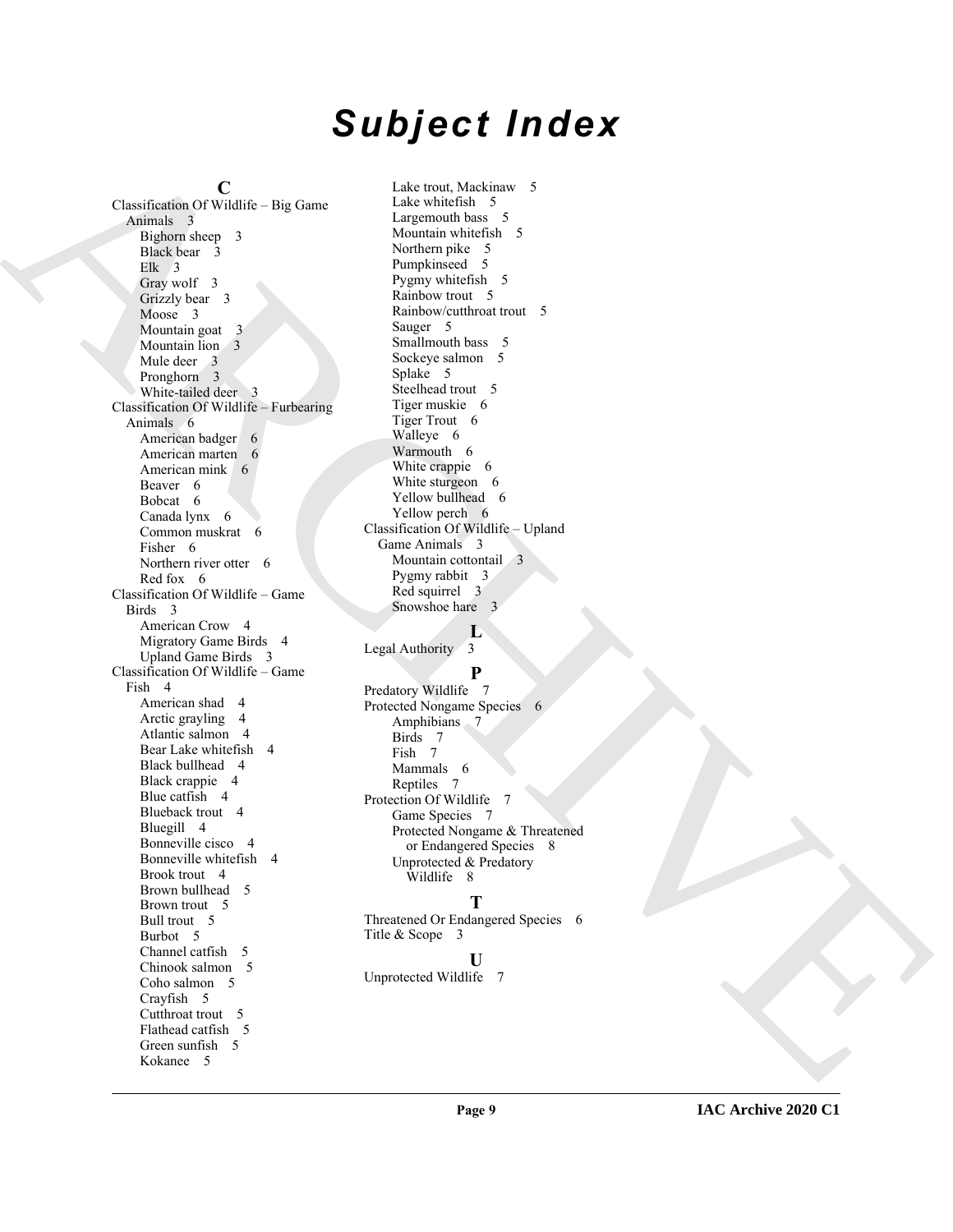# Subject Index

**C**

Classification Of Wildlife – Big Game Animals 3
- Bighorn sheep 3
- Black bear 3
- Elk 3
- Gray wolf 3
- Grizzly bear 3
- Moose 3
- Mountain goat 3
- Mountain lion 3
- Mule deer 3
- Pronghorn 3
- White-tailed deer 3

Classification Of Wildlife – Furbearing Animals 6
- American badger 6
- American marten 6
- American mink 6
- Beaver 6
- Bobcat 6
- Canada lynx 6
- Common muskrat 6
- Fisher 6
- Northern river otter 6
- Red fox 6

Classification Of Wildlife – Game Birds 3
- American Crow 4
- Migratory Game Birds 4
- Upland Game Birds 3

Classification Of Wildlife – Game Fish 4
- American shad 4
- Arctic grayling 4
- Atlantic salmon 4
- Bear Lake whitefish 4
- Black bullhead 4
- Black crappie 4
- Blue catfish 4
- Blueback trout 4
- Bluegill 4
- Bonneville cisco 4
- Bonneville whitefish 4
- Brook trout 4
- Brown bullhead 5
- Brown trout 5
- Bull trout 5
- Burbot 5
- Channel catfish 5
- Chinook salmon 5
- Coho salmon 5
- Crayfish 5
- Cutthroat trout 5
- Flathead catfish 5
- Green sunfish 5
- Kokanee 5
- Lake trout, Mackinaw 5
- Lake whitefish 5
- Largemouth bass 5
- Mountain whitefish 5
- Northern pike 5
- Pumpkinseed 5
- Pygmy whitefish 5
- Rainbow trout 5
- Rainbow/cutthroat trout 5
- Sauger 5
- Smallmouth bass 5
- Sockeye salmon 5
- Splake 5
- Steelhead trout 5
- Tiger muskie 6
- Tiger Trout 6
- Walleye 6
- Warmouth 6
- White crappie 6
- White sturgeon 6
- Yellow bullhead 6
- Yellow perch 6

Classification Of Wildlife – Upland Game Animals 3
- Mountain cottontail 3
- Pygmy rabbit 3
- Red squirrel 3
- Snowshoe hare 3

**L**

Legal Authority 3

**P**

Predatory Wildlife 7

Protected Nongame Species 6
- Amphibians 7
- Birds 7
- Fish 7
- Mammals 6
- Reptiles 7

Protection Of Wildlife 7
- Game Species 7
- Protected Nongame & Threatened or Endangered Species 8
- Unprotected & Predatory Wildlife 8

**T**

Threatened Or Endangered Species 6

Title & Scope 3

**U**

Unprotected Wildlife 7